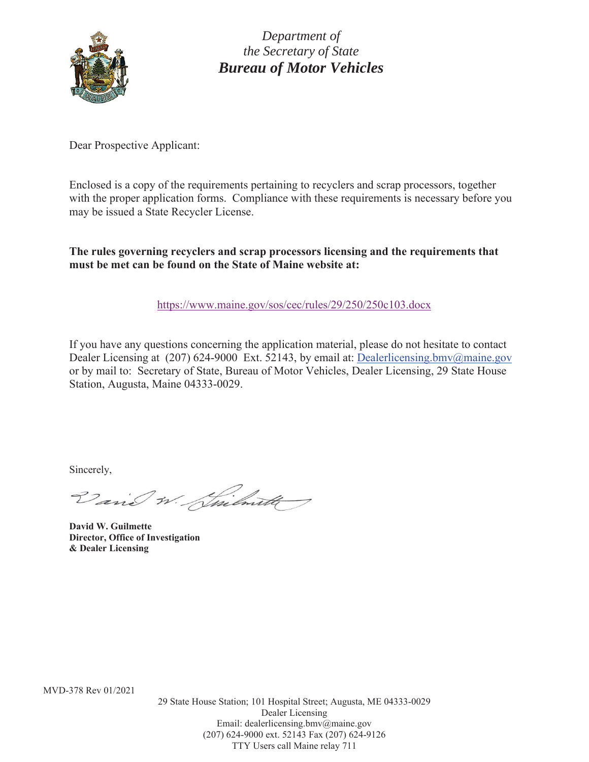*Department of*
*the Secretary of State*
***Bureau of Motor Vehicles***

Dear Prospective Applicant:

Enclosed is a copy of the requirements pertaining to recyclers and scrap processors, together with the proper application forms. Compliance with these requirements is necessary before you may be issued a State Recycler License.

**The rules governing recyclers and scrap processors licensing and the requirements that must be met can be found on the State of Maine website at:**

https://www.maine.gov/sos/cec/rules/29/250/250c103.docx

If you have any questions concerning the application material, please do not hesitate to contact Dealer Licensing at (207) 624-9000 Ext. 52143, by email at: Dealerlicensing.bmv@maine.gov or by mail to: Secretary of State, Bureau of Motor Vehicles, Dealer Licensing, 29 State House Station, Augusta, Maine 04333-0029.

Sincerely,

David W. Guilmette

**David W. Guilmette**
**Director, Office of Investigation**
**& Dealer Licensing**

MVD-378 Rev 01/2021

29 State House Station; 101 Hospital Street; Augusta, ME 04333-0029
Dealer Licensing
Email: dealerlicensing.bmv@maine.gov
(207) 624-9000 ext. 52143 Fax (207) 624-9126
TTY Users call Maine relay 711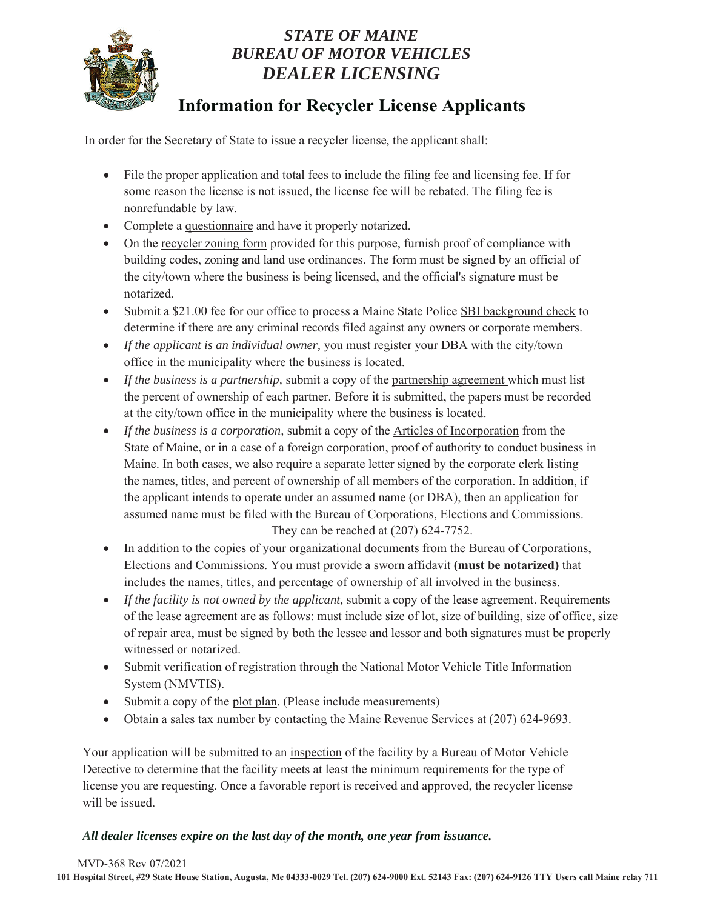# STATE OF MAINE
# BUREAU OF MOTOR VEHICLES
# DEALER LICENSING

## Information for Recycler License Applicants

In order for the Secretary of State to issue a recycler license, the applicant shall:

- File the proper application and total fees to include the filing fee and licensing fee. If for some reason the license is not issued, the license fee will be rebated. The filing fee is nonrefundable by law.
- Complete a questionnaire and have it properly notarized.
- On the recycler zoning form provided for this purpose, furnish proof of compliance with building codes, zoning and land use ordinances. The form must be signed by an official of the city/town where the business is being licensed, and the official's signature must be notarized.
- Submit a $21.00 fee for our office to process a Maine State Police SBI background check to determine if there are any criminal records filed against any owners or corporate members.
- *If the applicant is an individual owner,* you must register your DBA with the city/town office in the municipality where the business is located.
- *If the business is a partnership,* submit a copy of the partnership agreement which must list the percent of ownership of each partner. Before it is submitted, the papers must be recorded at the city/town office in the municipality where the business is located.
- *If the business is a corporation,* submit a copy of the Articles of Incorporation from the State of Maine, or in a case of a foreign corporation, proof of authority to conduct business in Maine. In both cases, we also require a separate letter signed by the corporate clerk listing the names, titles, and percent of ownership of all members of the corporation. In addition, if the applicant intends to operate under an assumed name (or DBA), then an application for assumed name must be filed with the Bureau of Corporations, Elections and Commissions. They can be reached at (207) 624-7752.
- In addition to the copies of your organizational documents from the Bureau of Corporations, Elections and Commissions. You must provide a sworn affidavit **(must be notarized)** that includes the names, titles, and percentage of ownership of all involved in the business.
- *If the facility is not owned by the applicant,* submit a copy of the lease agreement. Requirements of the lease agreement are as follows: must include size of lot, size of building, size of office, size of repair area, must be signed by both the lessee and lessor and both signatures must be properly witnessed or notarized.
- Submit verification of registration through the National Motor Vehicle Title Information System (NMVTIS).
- Submit a copy of the plot plan. (Please include measurements)
- Obtain a sales tax number by contacting the Maine Revenue Services at (207) 624-9693.

Your application will be submitted to an inspection of the facility by a Bureau of Motor Vehicle Detective to determine that the facility meets at least the minimum requirements for the type of license you are requesting. Once a favorable report is received and approved, the recycler license will be issued.

***All dealer licenses expire on the last day of the month, one year from issuance.***

MVD-368 Rev 07/2021

**101 Hospital Street, #29 State House Station, Augusta, Me 04333-0029 Tel. (207) 624-9000 Ext. 52143 Fax: (207) 624-9126 TTY Users call Maine relay 711**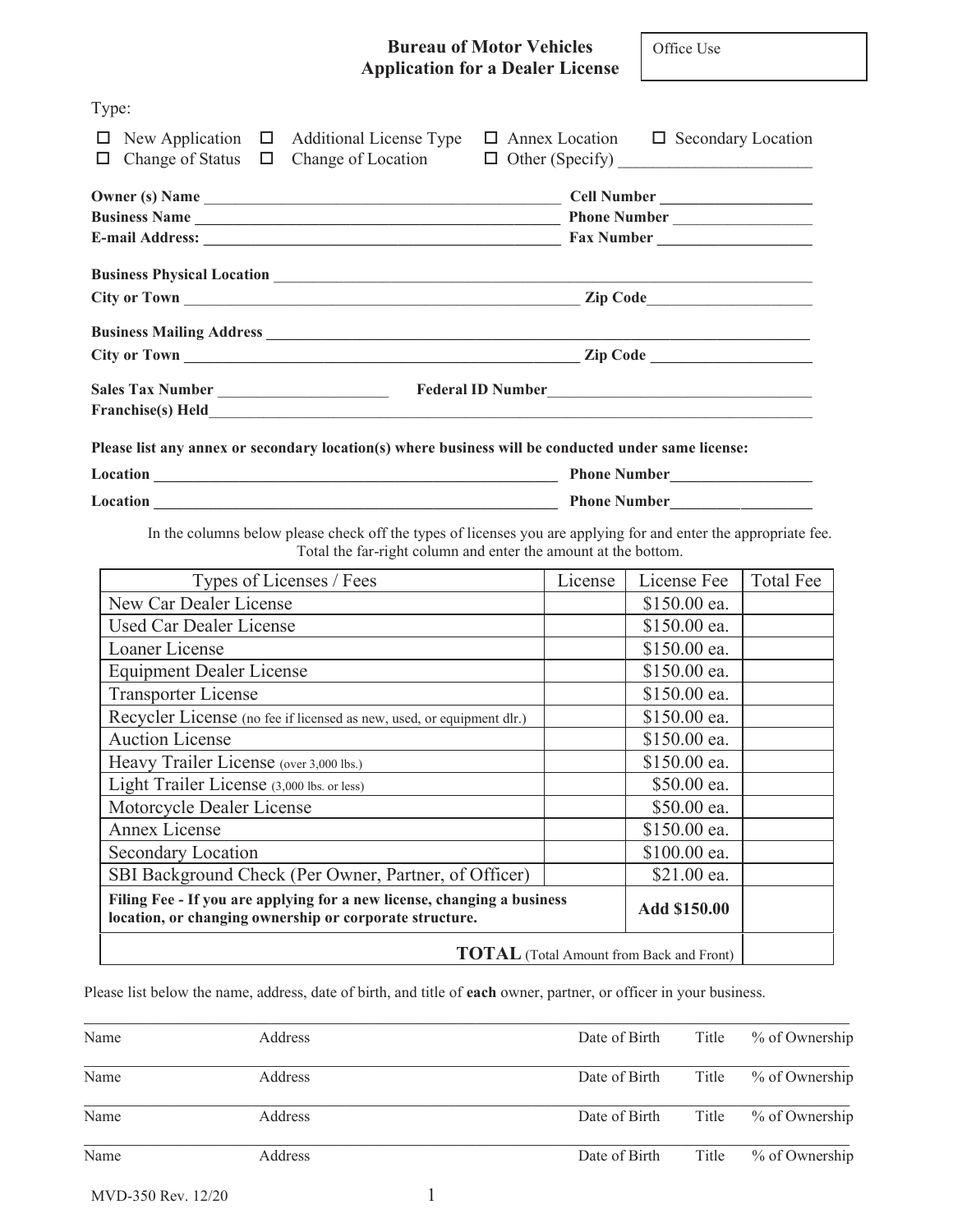# Bureau of Motor Vehicles
# Application for a Dealer License

Office Use

Type:

☐ New Application ☐ Additional License Type ☐ Annex Location ☐ Secondary Location
☐ Change of Status ☐ Change of Location ☐ Other (Specify) ______________________

**Owner (s) Name** ____________________________________________ **Cell Number** __________________
**Business Name** ____________________________________________ **Phone Number** __________________
**E-mail Address:** ____________________________________________ **Fax Number** __________________

**Business Physical Location** ________________________________________________________________
**City or Town** ______________________________________________ **Zip Code** ____________________

**Business Mailing Address** ________________________________________________________________
**City or Town** ______________________________________________ **Zip Code** ____________________

**Sales Tax Number** ____________________ **Federal ID Number** ____________________________________
**Franchise(s) Held** ________________________________________________________________________

**Please list any annex or secondary location(s) where business will be conducted under same license:**

**Location** ______________________________________________ **Phone Number** __________________

**Location** ______________________________________________ **Phone Number** __________________

In the columns below please check off the types of licenses you are applying for and enter the appropriate fee. Total the far-right column and enter the amount at the bottom.

| Types of Licenses / Fees | License | License Fee | Total Fee |
|---|---|---|---|
| New Car Dealer License | | $150.00 ea. | |
| Used Car Dealer License | | $150.00 ea. | |
| Loaner License | | $150.00 ea. | |
| Equipment Dealer License | | $150.00 ea. | |
| Transporter License | | $150.00 ea. | |
| Recycler License (no fee if licensed as new, used, or equipment dlr.) | | $150.00 ea. | |
| Auction License | | $150.00 ea. | |
| Heavy Trailer License (over 3,000 lbs.) | | $150.00 ea. | |
| Light Trailer License (3,000 lbs. or less) | | $50.00 ea. | |
| Motorcycle Dealer License | | $50.00 ea. | |
| Annex License | | $150.00 ea. | |
| Secondary Location | | $100.00 ea. | |
| SBI Background Check (Per Owner, Partner, of Officer) | | $21.00 ea. | |
| **Filing Fee - If you are applying for a new license, changing a business location, or changing ownership or corporate structure.** | | **Add $150.00** | |
| **TOTAL** (Total Amount from Back and Front) | | | |

Please list below the name, address, date of birth, and title of **each** owner, partner, or officer in your business.

| Name | Address | Date of Birth | Title | % of Ownership |
|---|---|---|---|---|
| | | | | |
| | | | | |
| | | | | |
| | | | | |

MVD-350 Rev. 12/20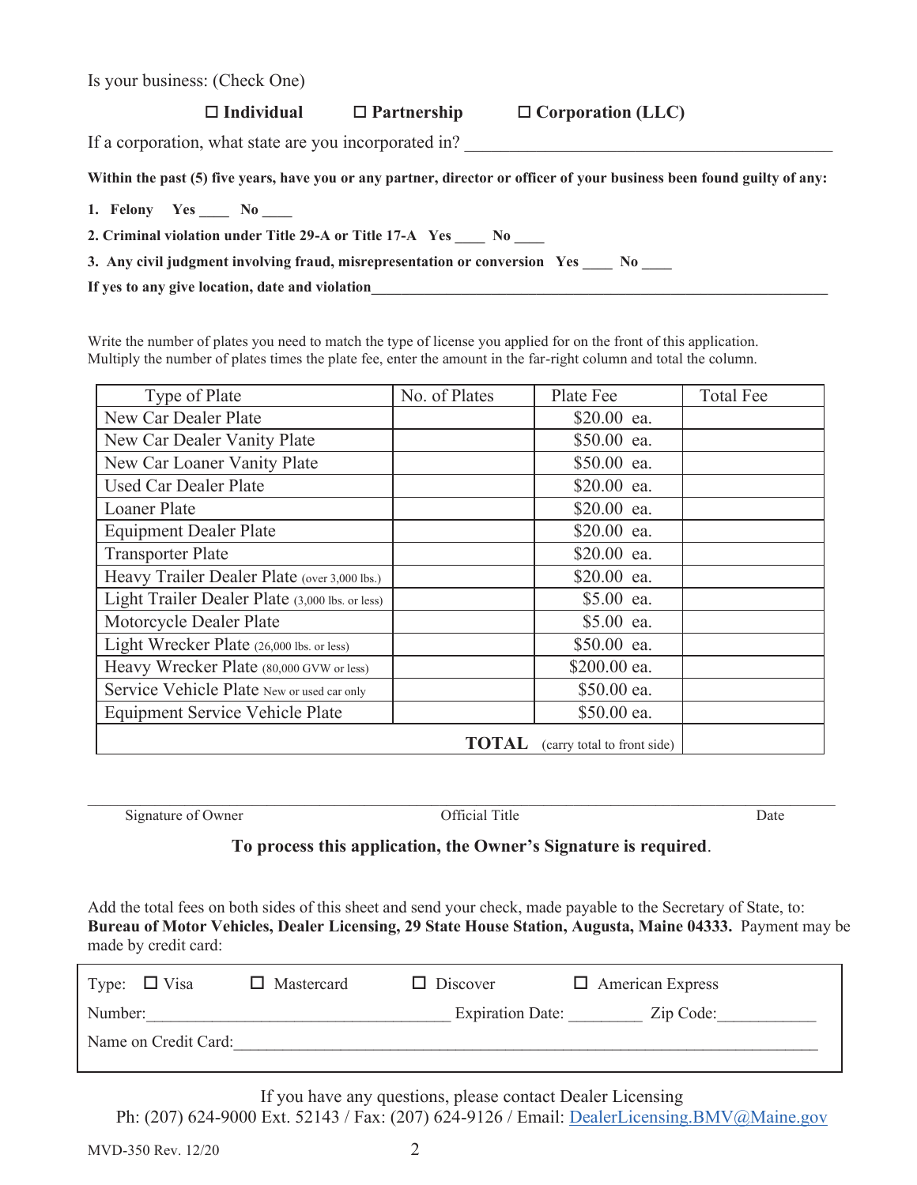Is your business: (Check One)

☐ **Individual** ☐ **Partnership** ☐ **Corporation (LLC)**

If a corporation, what state are you incorporated in? ___________________________________________

**Within the past (5) five years, have you or any partner, director or officer of your business been found guilty of any:**

**1. Felony Yes ____ No ____**

**2. Criminal violation under Title 29-A or Title 17-A Yes ____ No ____**

**3. Any civil judgment involving fraud, misrepresentation or conversion Yes ____ No ____**

**If yes to any give location, date and violation**_____________________________________________________________

Write the number of plates you need to match the type of license you applied for on the front of this application. Multiply the number of plates times the plate fee, enter the amount in the far-right column and total the column.

| Type of Plate | No. of Plates | Plate Fee | Total Fee |
|---|---|---|---|
| New Car Dealer Plate | | $20.00 ea. | |
| New Car Dealer Vanity Plate | | $50.00 ea. | |
| New Car Loaner Vanity Plate | | $50.00 ea. | |
| Used Car Dealer Plate | | $20.00 ea. | |
| Loaner Plate | | $20.00 ea. | |
| Equipment Dealer Plate | | $20.00 ea. | |
| Transporter Plate | | $20.00 ea. | |
| Heavy Trailer Dealer Plate (over 3,000 lbs.) | | $20.00 ea. | |
| Light Trailer Dealer Plate (3,000 lbs. or less) | | $5.00 ea. | |
| Motorcycle Dealer Plate | | $5.00 ea. | |
| Light Wrecker Plate (26,000 lbs. or less) | | $50.00 ea. | |
| Heavy Wrecker Plate (80,000 GVW or less) | | $200.00 ea. | |
| Service Vehicle Plate New or used car only | | $50.00 ea. | |
| Equipment Service Vehicle Plate | | $50.00 ea. | |
| | **TOTAL** | (carry total to front side) | |

_____________________________________________________________________________________

Signature of Owner Official Title Date

**To process this application, the Owner's Signature is required**.

Add the total fees on both sides of this sheet and send your check, made payable to the Secretary of State, to: **Bureau of Motor Vehicles, Dealer Licensing, 29 State House Station, Augusta, Maine 04333.** Payment may be made by credit card:

Type: ☐ Visa ☐ Mastercard ☐ Discover ☐ American Express

Number:_____________________________________ Expiration Date: _________ Zip Code:____________

Name on Credit Card:_____________________________________________________________________________

If you have any questions, please contact Dealer Licensing
Ph: (207) 624-9000 Ext. 52143 / Fax: (207) 624-9126 / Email: DealerLicensing.BMV@Maine.gov

MVD-350 Rev. 12/20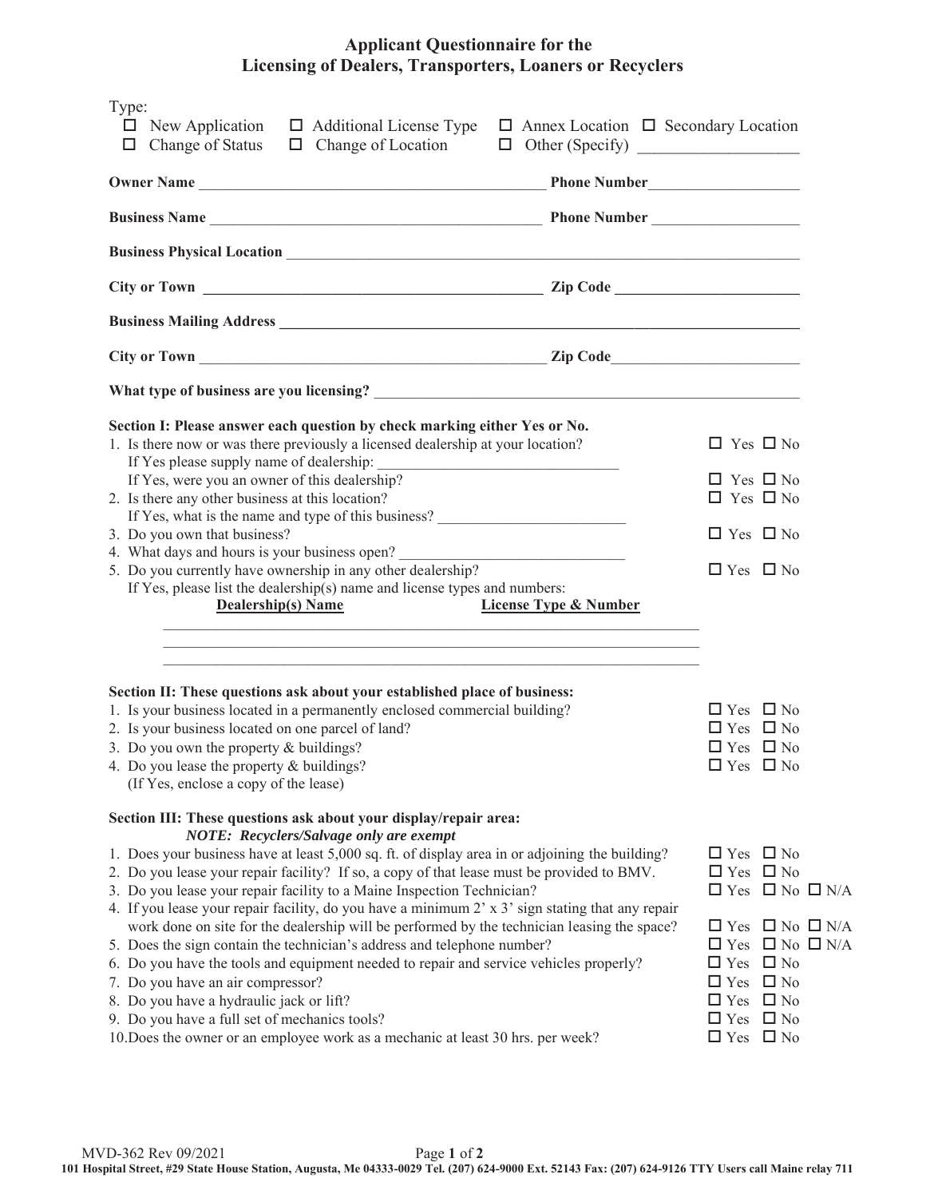# Applicant Questionnaire for the Licensing of Dealers, Transporters, Loaners or Recyclers

Type:
- ☐ New Application ☐ Additional License Type ☐ Annex Location ☐ Secondary Location
- ☐ Change of Status ☐ Change of Location ☐ Other (Specify) ___________________

**Owner Name** _____________________________________________ **Phone Number**___________________

**Business Name** _____________________________________________ **Phone Number** ___________________

**Business Physical Location** ___________________________________________________________________

**City or Town** _____________________________________________ **Zip Code** _______________________

**Business Mailing Address** ____________________________________________________________________

**City or Town** _____________________________________________ **Zip Code**_______________________

**What type of business are you licensing?** ______________________________________________________

**Section I: Please answer each question by check marking either Yes or No.**

1. Is there now or was there previously a licensed dealership at your location? ☐ Yes ☐ No
   If Yes please supply name of dealership: _______________________________
   If Yes, were you an owner of this dealership? ☐ Yes ☐ No
2. Is there any other business at this location? ☐ Yes ☐ No
   If Yes, what is the name and type of this business? ________________________
3. Do you own that business? ☐ Yes ☐ No
4. What days and hours is your business open? ____________________________
5. Do you currently have ownership in any other dealership? ☐ Yes ☐ No
   If Yes, please list the dealership(s) name and license types and numbers:

| Dealership(s) Name | License Type & Number |
|---|---|
| | |
| | |
| | |

**Section II: These questions ask about your established place of business:**

1. Is your business located in a permanently enclosed commercial building? ☐ Yes ☐ No
2. Is your business located on one parcel of land? ☐ Yes ☐ No
3. Do you own the property & buildings? ☐ Yes ☐ No
4. Do you lease the property & buildings? ☐ Yes ☐ No
   (If Yes, enclose a copy of the lease)

**Section III: These questions ask about your display/repair area:**
***NOTE: Recyclers/Salvage only are exempt***

1. Does your business have at least 5,000 sq. ft. of display area in or adjoining the building? ☐ Yes ☐ No
2. Do you lease your repair facility? If so, a copy of that lease must be provided to BMV. ☐ Yes ☐ No
3. Do you lease your repair facility to a Maine Inspection Technician? ☐ Yes ☐ No ☐ N/A
4. If you lease your repair facility, do you have a minimum 2' x 3' sign stating that any repair work done on site for the dealership will be performed by the technician leasing the space? ☐ Yes ☐ No ☐ N/A
5. Does the sign contain the technician's address and telephone number? ☐ Yes ☐ No ☐ N/A
6. Do you have the tools and equipment needed to repair and service vehicles properly? ☐ Yes ☐ No
7. Do you have an air compressor? ☐ Yes ☐ No
8. Do you have a hydraulic jack or lift? ☐ Yes ☐ No
9. Do you have a full set of mechanics tools? ☐ Yes ☐ No
10. Does the owner or an employee work as a mechanic at least 30 hrs. per week? ☐ Yes ☐ No

MVD-362 Rev 09/2021

**101 Hospital Street, #29 State House Station, Augusta, Me 04333-0029 Tel. (207) 624-9000 Ext. 52143 Fax: (207) 624-9126 TTY Users call Maine relay 711**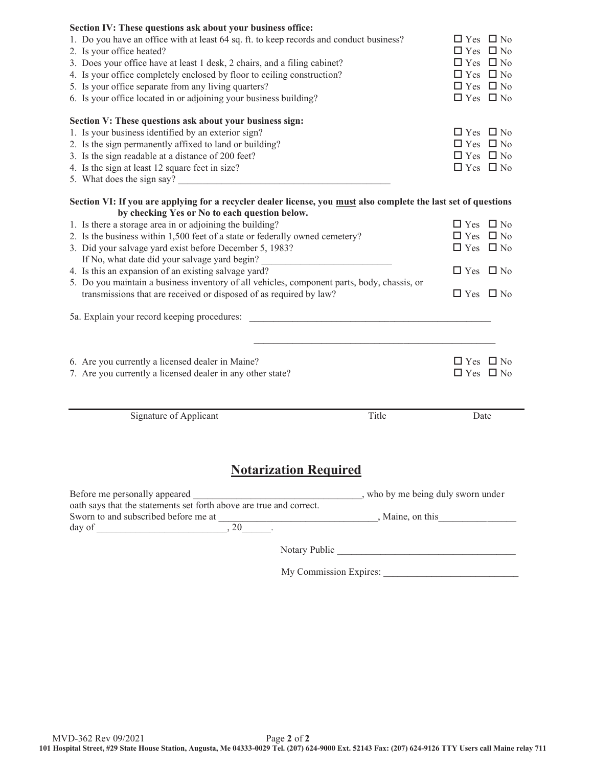**Section IV: These questions ask about your business office:**

1. Do you have an office with at least 64 sq. ft. to keep records and conduct business? ☐ Yes ☐ No
2. Is your office heated? ☐ Yes ☐ No
3. Does your office have at least 1 desk, 2 chairs, and a filing cabinet? ☐ Yes ☐ No
4. Is your office completely enclosed by floor to ceiling construction? ☐ Yes ☐ No
5. Is your office separate from any living quarters? ☐ Yes ☐ No
6. Is your office located in or adjoining your business building? ☐ Yes ☐ No

**Section V: These questions ask about your business sign:**

1. Is your business identified by an exterior sign? ☐ Yes ☐ No
2. Is the sign permanently affixed to land or building? ☐ Yes ☐ No
3. Is the sign readable at a distance of 200 feet? ☐ Yes ☐ No
4. Is the sign at least 12 square feet in size? ☐ Yes ☐ No
5. What does the sign say? ____________________________________________

**Section VI: If you are applying for a recycler dealer license, you <u>must</u> also complete the last set of questions by checking Yes or No to each question below.**

1. Is there a storage area in or adjoining the building? ☐ Yes ☐ No
2. Is the business within 1,500 feet of a state or federally owned cemetery? ☐ Yes ☐ No
3. Did your salvage yard exist before December 5, 1983? ☐ Yes ☐ No
   If No, what date did your salvage yard begin? ___________________________
4. Is this an expansion of an existing salvage yard? ☐ Yes ☐ No
5. Do you maintain a business inventory of all vehicles, component parts, body, chassis, or transmissions that are received or disposed of as required by law? ☐ Yes ☐ No

5a. Explain your record keeping procedures: ____________________________________________________

____________________________________________________

6. Are you currently a licensed dealer in Maine? ☐ Yes ☐ No
7. Are you currently a licensed dealer in any other state? ☐ Yes ☐ No

______________________________________________________________________

Signature of Applicant Title Date

## Notarization Required

Before me personally appeared __________________________________, who by me being duly sworn under oath says that the statements set forth above are true and correct.
Sworn to and subscribed before me at ________________________________, Maine, on this________________ day of __________________________, 20______.

Notary Public ____________________________________

My Commission Expires: ___________________________

MVD-362 Rev 09/2021

**101 Hospital Street, #29 State House Station, Augusta, Me 04333-0029 Tel. (207) 624-9000 Ext. 52143 Fax: (207) 624-9126 TTY Users call Maine relay 711**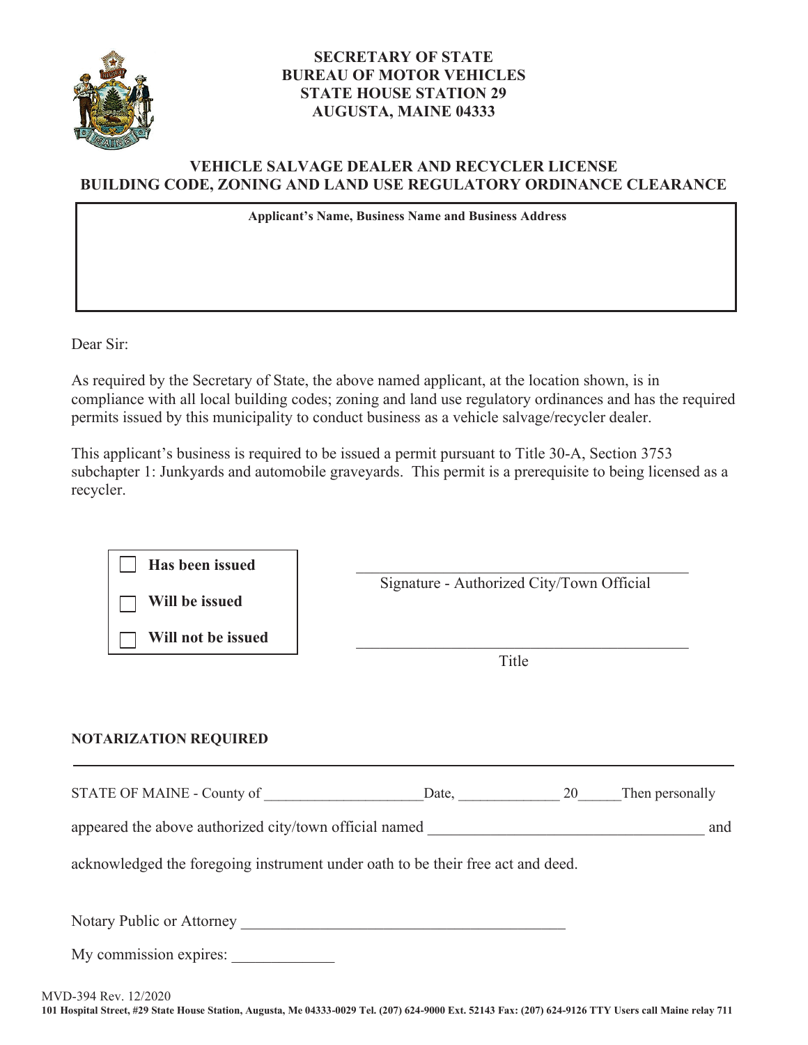**SECRETARY OF STATE**
**BUREAU OF MOTOR VEHICLES**
**STATE HOUSE STATION 29**
**AUGUSTA, MAINE 04333**

## VEHICLE SALVAGE DEALER AND RECYCLER LICENSE
## BUILDING CODE, ZONING AND LAND USE REGULATORY ORDINANCE CLEARANCE

| **Applicant's Name, Business Name and Business Address** |
| --- |
| |

Dear Sir:

As required by the Secretary of State, the above named applicant, at the location shown, is in compliance with all local building codes; zoning and land use regulatory ordinances and has the required permits issued by this municipality to conduct business as a vehicle salvage/recycler dealer.

This applicant's business is required to be issued a permit pursuant to Title 30-A, Section 3753 subchapter 1: Junkyards and automobile graveyards. This permit is a prerequisite to being licensed as a recycler.

- ☐ **Has been issued**
- ☐ **Will be issued**
- ☐ **Will not be issued**

\_\_\_\_\_\_\_\_\_\_\_\_\_\_\_\_\_\_\_\_\_\_\_\_\_\_\_\_\_\_\_\_\_\_\_\_\_\_\_\_
Signature - Authorized City/Town Official

\_\_\_\_\_\_\_\_\_\_\_\_\_\_\_\_\_\_\_\_\_\_\_\_\_\_\_\_\_\_\_\_\_\_\_\_\_\_\_\_
Title

**NOTARIZATION REQUIRED**

STATE OF MAINE - County of \_\_\_\_\_\_\_\_\_\_\_\_\_\_\_\_\_\_\_\_\_Date, \_\_\_\_\_\_\_\_\_\_\_\_\_ 20\_\_\_\_\_\_Then personally

appeared the above authorized city/town official named \_\_\_\_\_\_\_\_\_\_\_\_\_\_\_\_\_\_\_\_\_\_\_\_\_\_\_\_\_\_\_\_\_\_\_ and

acknowledged the foregoing instrument under oath to be their free act and deed.

Notary Public or Attorney \_\_\_\_\_\_\_\_\_\_\_\_\_\_\_\_\_\_\_\_\_\_\_\_\_\_\_\_\_\_\_\_\_\_\_\_\_\_\_\_

My commission expires: \_\_\_\_\_\_\_\_\_\_\_\_\_

MVD-394 Rev. 12/2020
**101 Hospital Street, #29 State House Station, Augusta, Me 04333-0029 Tel. (207) 624-9000 Ext. 52143 Fax: (207) 624-9126 TTY Users call Maine relay 711**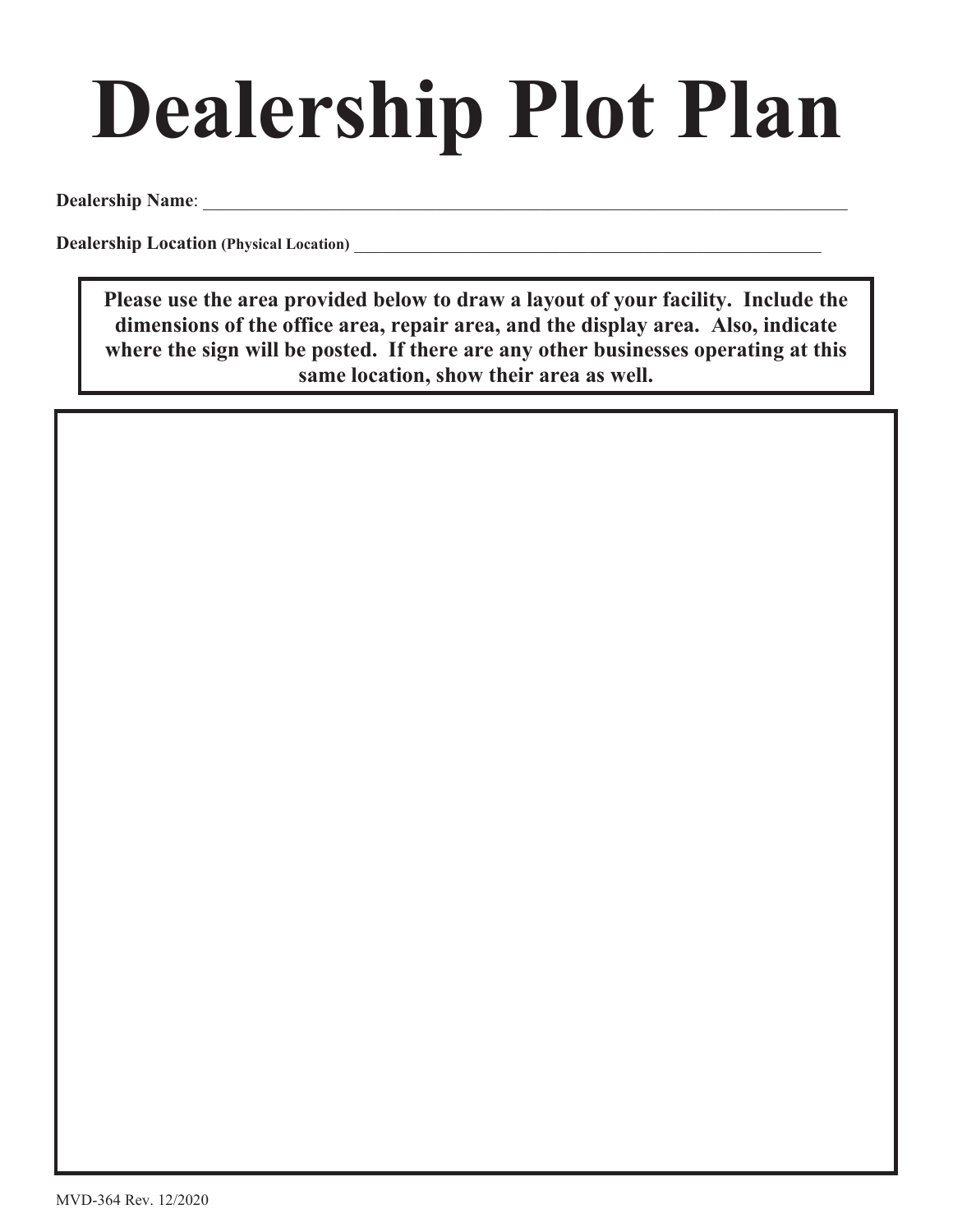# Dealership Plot Plan

**Dealership Name**: ___________________________________________________________________________

**Dealership Location (Physical Location)** ______________________________________________________

**Please use the area provided below to draw a layout of your facility. Include the dimensions of the office area, repair area, and the display area. Also, indicate where the sign will be posted. If there are any other businesses operating at this same location, show their area as well.**

MVD-364 Rev. 12/2020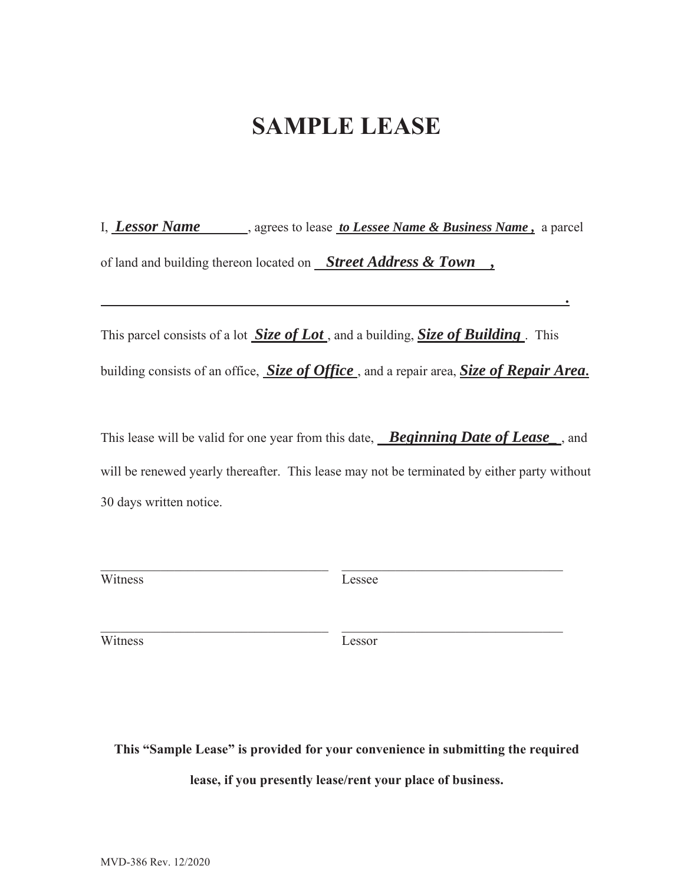# SAMPLE LEASE

I, ***Lessor Name***, agrees to lease ***to Lessee Name & Business Name,*** a parcel of land and building thereon located on ***Street Address & Town ,***

_________________________________________________________________.

This parcel consists of a lot ***Size of Lot***, and a building, ***Size of Building***. This building consists of an office, ***Size of Office***, and a repair area, ***Size of Repair Area.***

This lease will be valid for one year from this date, ***Beginning Date of Lease***, and will be renewed yearly thereafter. This lease may not be terminated by either party without 30 days written notice.

| | |
|---|---|
| ______________________________ | ______________________________ |
| Witness | Lessee |
| ______________________________ | ______________________________ |
| Witness | Lessor |

**This "Sample Lease" is provided for your convenience in submitting the required lease, if you presently lease/rent your place of business.**

MVD-386 Rev. 12/2020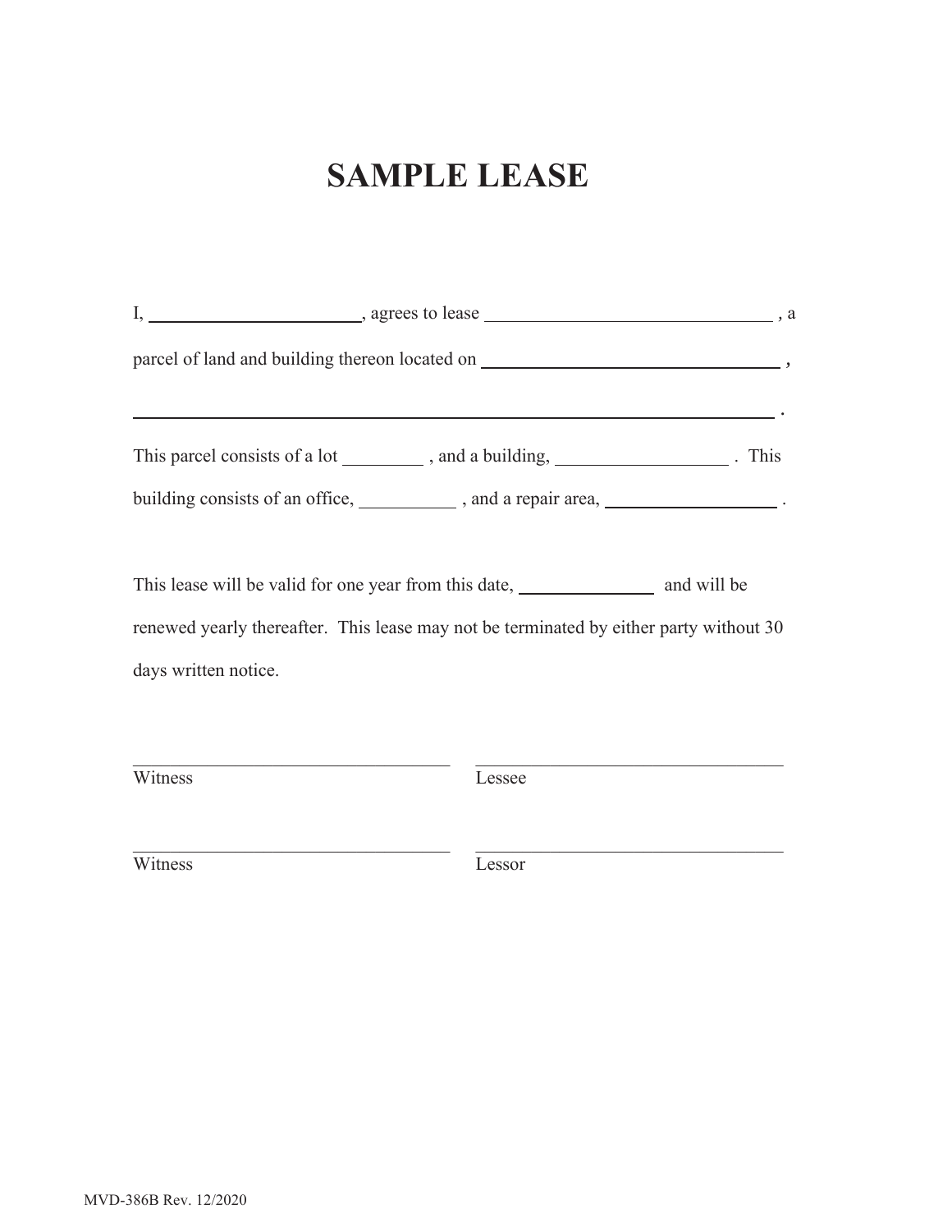# SAMPLE LEASE

I, ______________________, agrees to lease ______________________________ , a parcel of land and building thereon located on ______________________________ ,

______________________________________________________________________ .

This parcel consists of a lot ________ , and a building, _________________ . This building consists of an office, __________ , and a repair area, _________________ .

This lease will be valid for one year from this date, ______________ and will be renewed yearly thereafter. This lease may not be terminated by either party without 30 days written notice.

| | |
|---|---|
| ______________________________ | ______________________________ |
| Witness | Lessee |
| ______________________________ | ______________________________ |
| Witness | Lessor |

MVD-386B Rev. 12/2020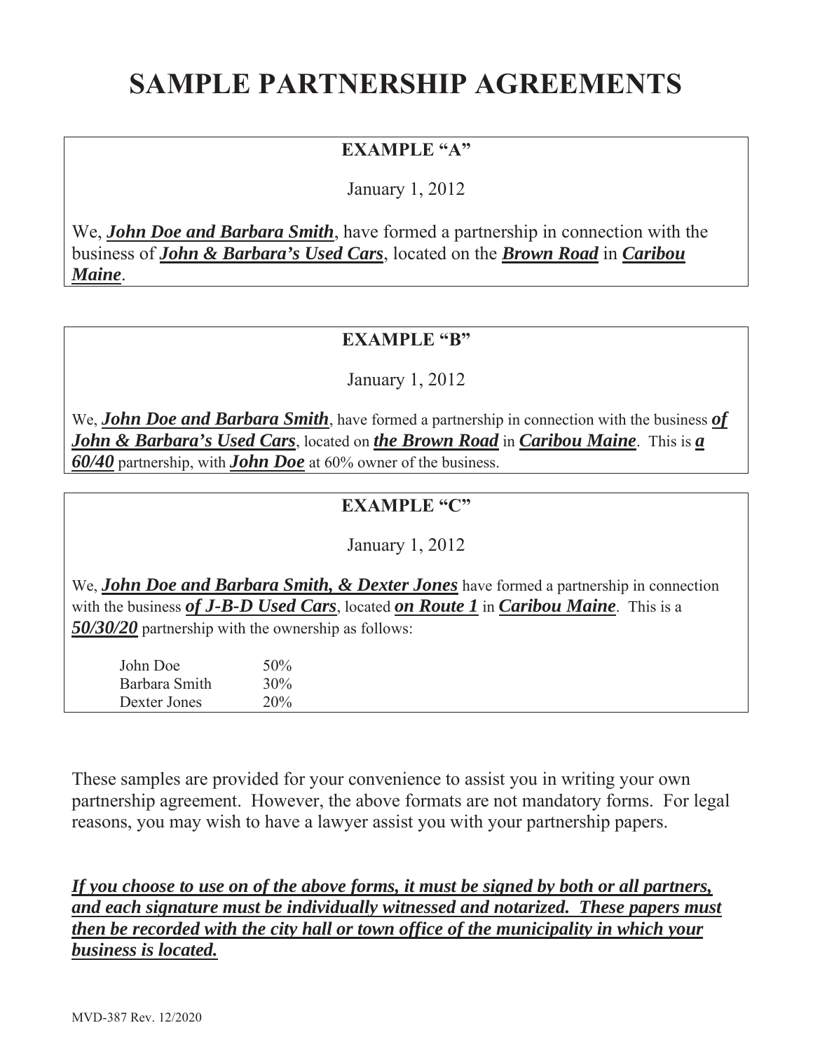# SAMPLE PARTNERSHIP AGREEMENTS

**EXAMPLE "A"**

January 1, 2012

We, ***John Doe and Barbara Smith***, have formed a partnership in connection with the business of ***John & Barbara's Used Cars***, located on the ***Brown Road*** in ***Caribou Maine***.

**EXAMPLE "B"**

January 1, 2012

We, ***John Doe and Barbara Smith***, have formed a partnership in connection with the business ***of John & Barbara's Used Cars***, located on ***the Brown Road*** in ***Caribou Maine***. This is ***a 60/40*** partnership, with ***John Doe*** at 60% owner of the business.

**EXAMPLE "C"**

January 1, 2012

We, ***John Doe and Barbara Smith, & Dexter Jones*** have formed a partnership in connection with the business ***of J-B-D Used Cars***, located ***on Route 1*** in ***Caribou Maine***. This is a ***50/30/20*** partnership with the ownership as follows:

| | |
|---|---|
| John Doe | 50% |
| Barbara Smith | 30% |
| Dexter Jones | 20% |

These samples are provided for your convenience to assist you in writing your own partnership agreement. However, the above formats are not mandatory forms. For legal reasons, you may wish to have a lawyer assist you with your partnership papers.

***If you choose to use on of the above forms, it must be signed by both or all partners, and each signature must be individually witnessed and notarized. These papers must then be recorded with the city hall or town office of the municipality in which your business is located.***

MVD-387 Rev. 12/2020